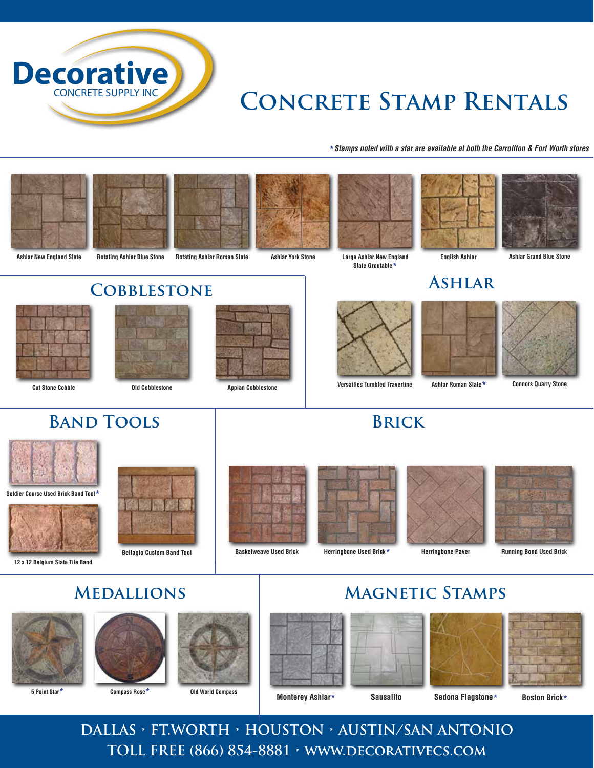# Decorative CONCRETE SUPPLY INC

# CONCRETE STAMP RENTALS

*\* Stamps noted with a star are available at both the Carrollton & Fort Worth stores*

Ashlar New England Slate

Rotating Ashlar Blue Stone

Rotating Ashlar Roman Slate

Ashlar York Stone

Large Ashlar New England Slate Groutable*

English Ashlar

Ashlar Grand Blue Stone

## COBBLESTONE

Cut Stone Cobble

Old Cobblestone

Appian Cobblestone

## ASHLAR

Versailles Tumbled Travertine

Ashlar Roman Slate*

Connors Quarry Stone

## BAND TOOLS

Soldier Course Used Brick Band Tool*

12 x 12 Belgium Slate Tile Band

Bellagio Custom Band Tool

## BRICK

Basketweave Used Brick

Herringbone Used Brick*

Herringbone Paver

Running Bond Used Brick

## MEDALLIONS

5 Point Star*

Compass Rose*

Old World Compass

## MAGNETIC STAMPS

Monterey Ashlar*

Sausalito

Sedona Flagstone*

Boston Brick*

DALLAS • FT.WORTH • HOUSTON • AUSTIN/SAN ANTONIO

TOLL FREE (866) 854-8881 • WWW.DECORATIVECS.COM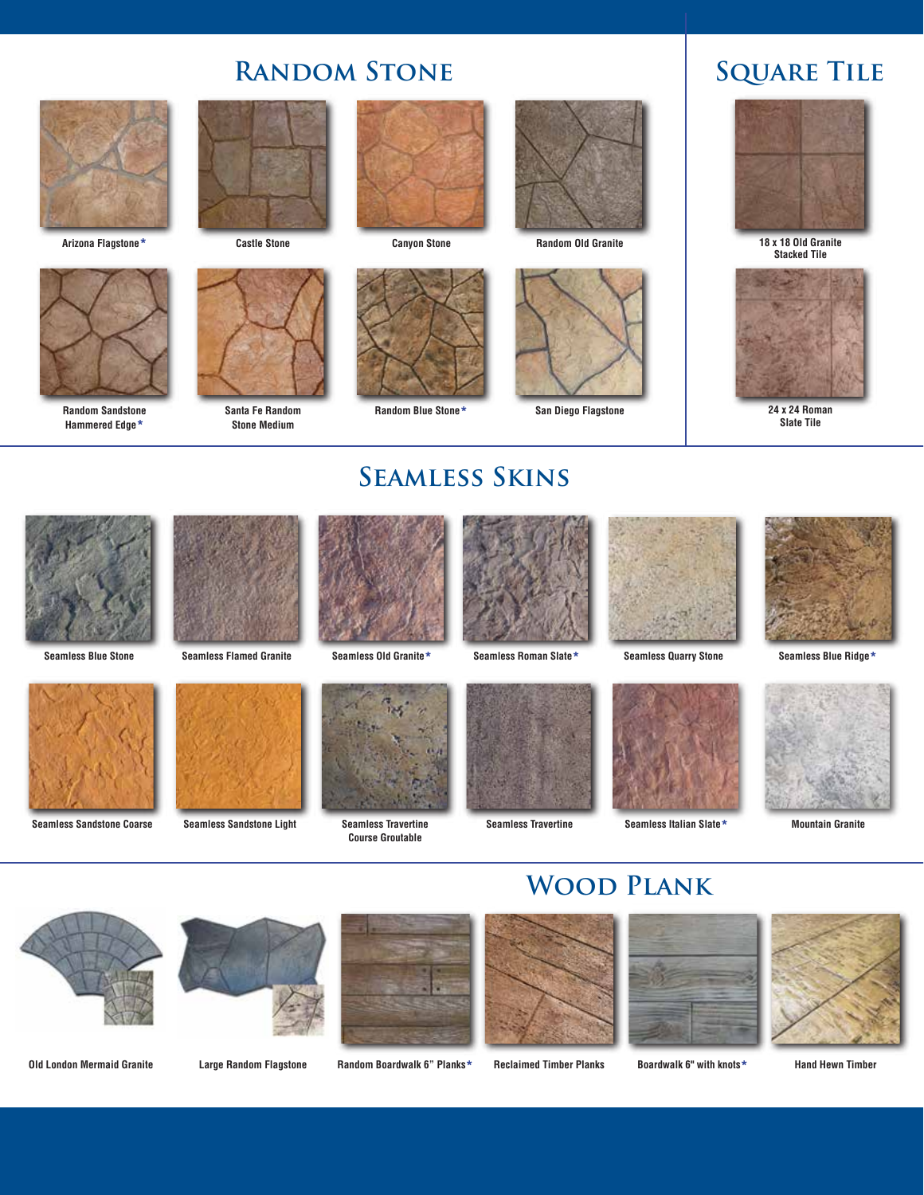## Random Stone

Arizona Flagstone*

Castle Stone

Canyon Stone

Random Old Granite

Random Sandstone Hammered Edge*

Santa Fe Random Stone Medium

Random Blue Stone*

San Diego Flagstone

## Square Tile

18 x 18 Old Granite Stacked Tile

24 x 24 Roman Slate Tile

## Seamless Skins

Seamless Blue Stone

Seamless Flamed Granite

Seamless Old Granite*

Seamless Roman Slate*

Seamless Quarry Stone

Seamless Blue Ridge*

Seamless Sandstone Coarse

Seamless Sandstone Light

Seamless Travertine Course Groutable

Seamless Travertine

Seamless Italian Slate*

Mountain Granite

## Wood Plank

Old London Mermaid Granite

Large Random Flagstone

Random Boardwalk 6" Planks*

Reclaimed Timber Planks

Boardwalk 6" with knots*

Hand Hewn Timber